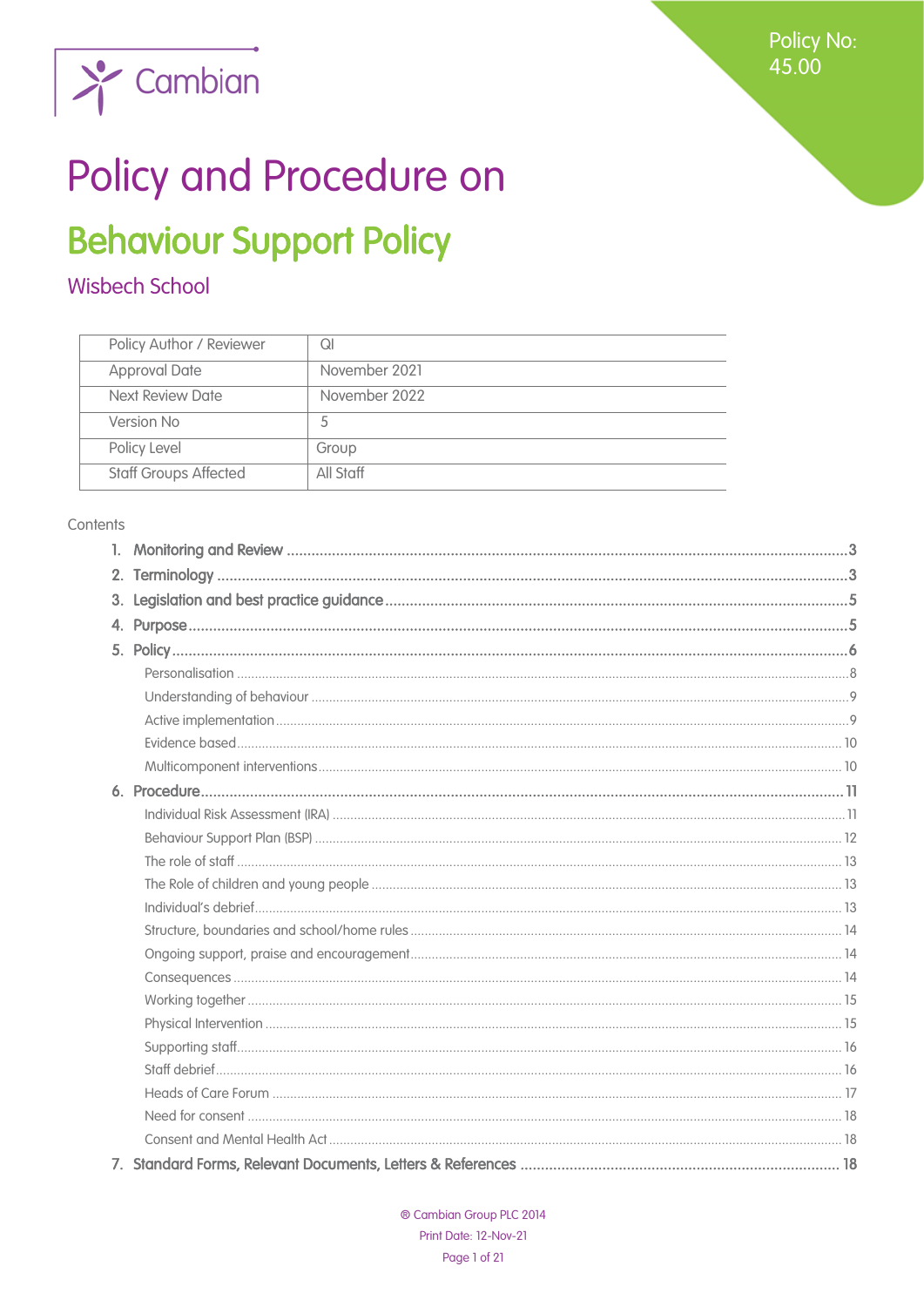Cambian

Policy No: 45.00

# Policy and Procedure on

# Behaviour Support Policy

## Wisbech School

| Policy Author / Reviewer | QI |
|---|---|
| Approval Date | November 2021 |
| Next Review Date | November 2022 |
| Version No | 5 |
| Policy Level | Group |
| Staff Groups Affected | All Staff |

Contents

1. **Monitoring and Review** ..... 3
2. **Terminology** ..... 3
3. **Legislation and best practice guidance** ..... 5
4. **Purpose** ..... 5
5. **Policy** ..... 6
   - Personalisation ..... 8
   - Understanding of behaviour ..... 9
   - Active implementation ..... 9
   - Evidence based ..... 10
   - Multicomponent interventions ..... 10
6. **Procedure** ..... 11
   - Individual Risk Assessment (IRA) ..... 11
   - Behaviour Support Plan (BSP) ..... 12
   - The role of staff ..... 13
   - The Role of children and young people ..... 13
   - Individual's debrief ..... 13
   - Structure, boundaries and school/home rules ..... 14
   - Ongoing support, praise and encouragement ..... 14
   - Consequences ..... 14
   - Working together ..... 15
   - Physical Intervention ..... 15
   - Supporting staff ..... 16
   - Staff debrief ..... 16
   - Heads of Care Forum ..... 17
   - Need for consent ..... 18
   - Consent and Mental Health Act ..... 18
7. **Standard Forms, Relevant Documents, Letters & References** ..... 18

® Cambian Group PLC 2014
Print Date: 12-Nov-21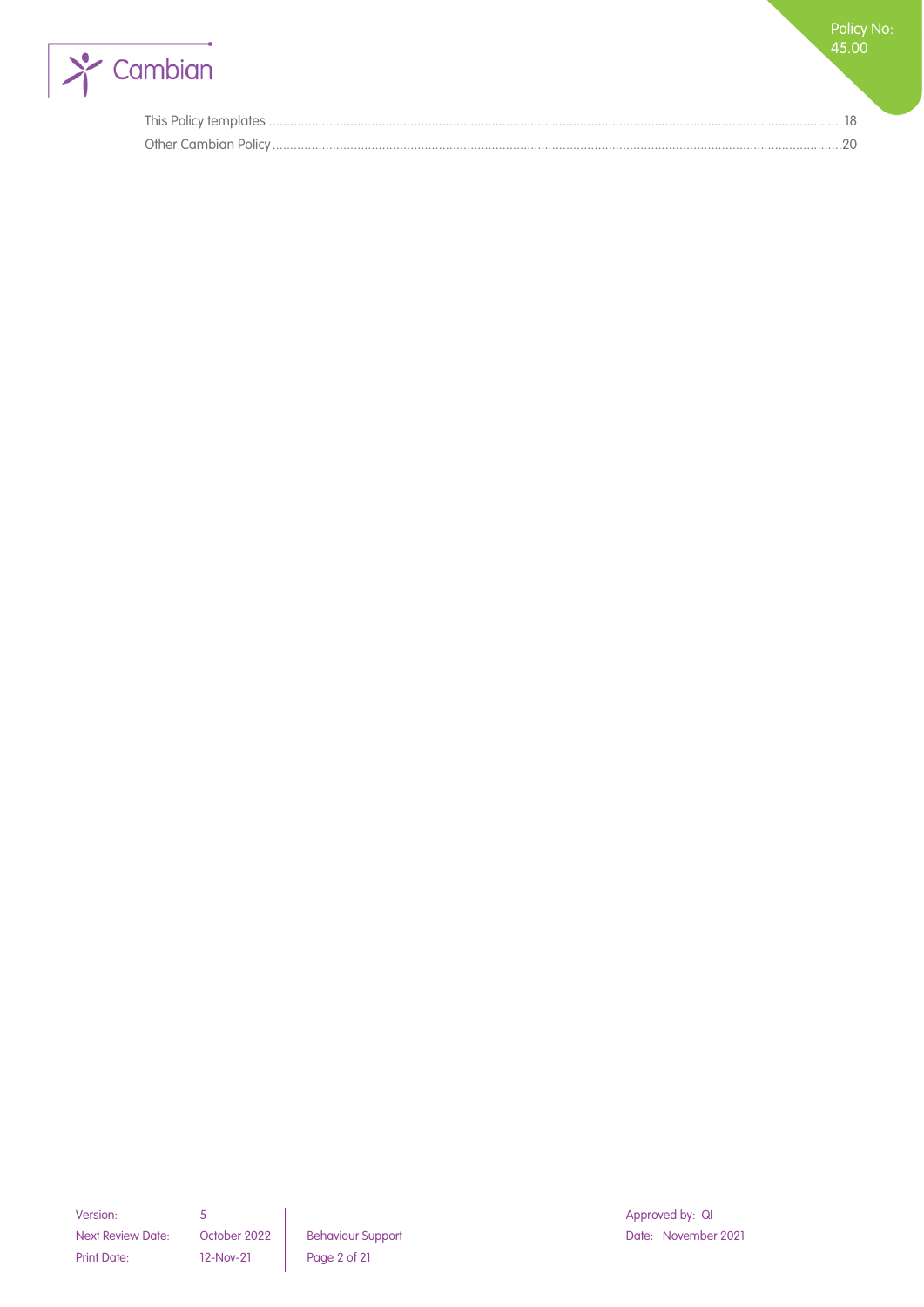This Policy templates .................................................................................................................................................. 18
Other Cambian Policy .................................................................................................................................................. 20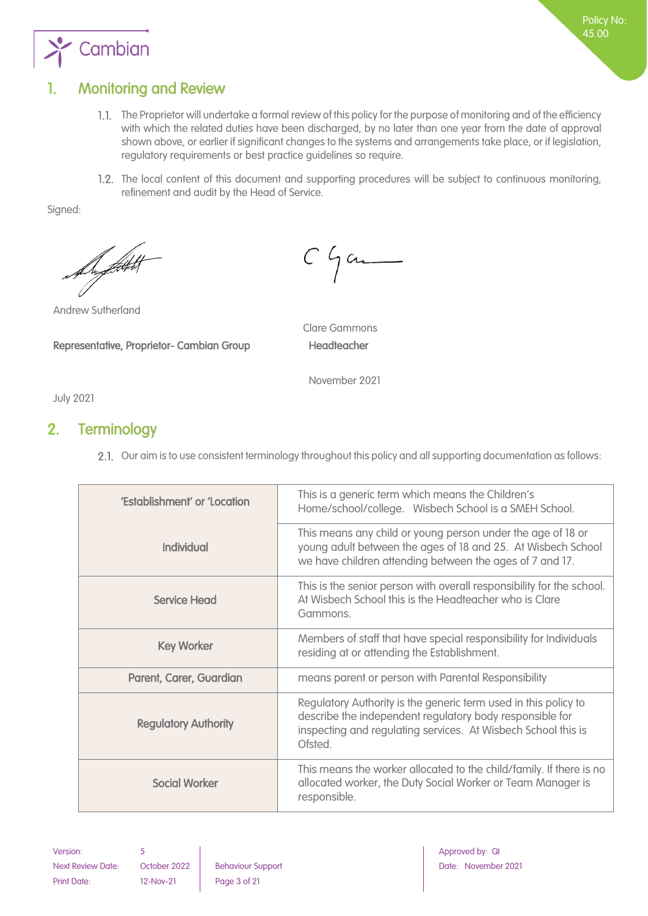## 1. Monitoring and Review

1.1. The Proprietor will undertake a formal review of this policy for the purpose of monitoring and of the efficiency with which the related duties have been discharged, by no later than one year from the date of approval shown above, or earlier if significant changes to the systems and arrangements take place, or if legislation, regulatory requirements or best practice guidelines so require.

1.2. The local content of this document and supporting procedures will be subject to continuous monitoring, refinement and audit by the Head of Service.

Signed:

Andrew Sutherland

**Representative, Proprietor- Cambian Group**

July 2021

Clare Gammons

**Headteacher**

November 2021

## 2. Terminology

2.1. Our aim is to use consistent terminology throughout this policy and all supporting documentation as follows:

| Term | Definition |
|---|---|
| 'Establishment' or 'Location | This is a generic term which means the Children's Home/school/college. Wisbech School is a SMEH School. |
| Individual | This means any child or young person under the age of 18 or young adult between the ages of 18 and 25. At Wisbech School we have children attending between the ages of 7 and 17. |
| Service Head | This is the senior person with overall responsibility for the school. At Wisbech School this is the Headteacher who is Clare Gammons. |
| Key Worker | Members of staff that have special responsibility for Individuals residing at or attending the Establishment. |
| Parent, Carer, Guardian | means parent or person with Parental Responsibility |
| Regulatory Authority | Regulatory Authority is the generic term used in this policy to describe the independent regulatory body responsible for inspecting and regulating services. At Wisbech School this is Ofsted. |
| Social Worker | This means the worker allocated to the child/family. If there is no allocated worker, the Duty Social Worker or Team Manager is responsible. |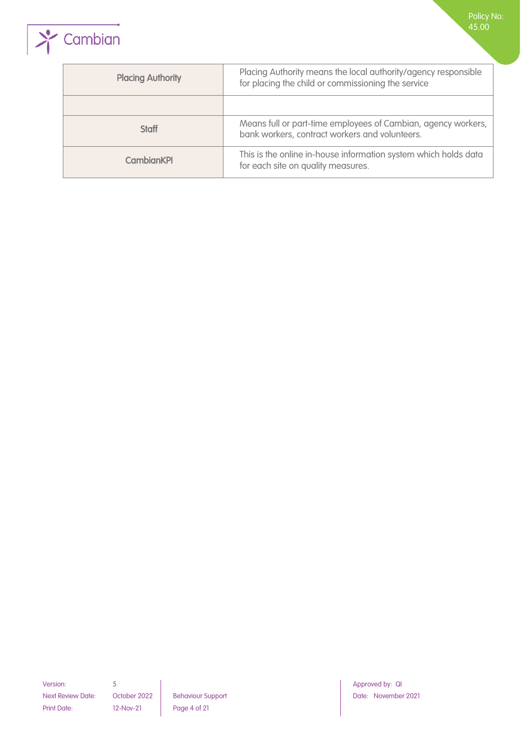| Placing Authority | Placing Authority means the local authority/agency responsible for placing the child or commissioning the service |
| --- | --- |
| | |
| Staff | Means full or part-time employees of Cambian, agency workers, bank workers, contract workers and volunteers. |
| CambianKPI | This is the online in-house information system which holds data for each site on quality measures. |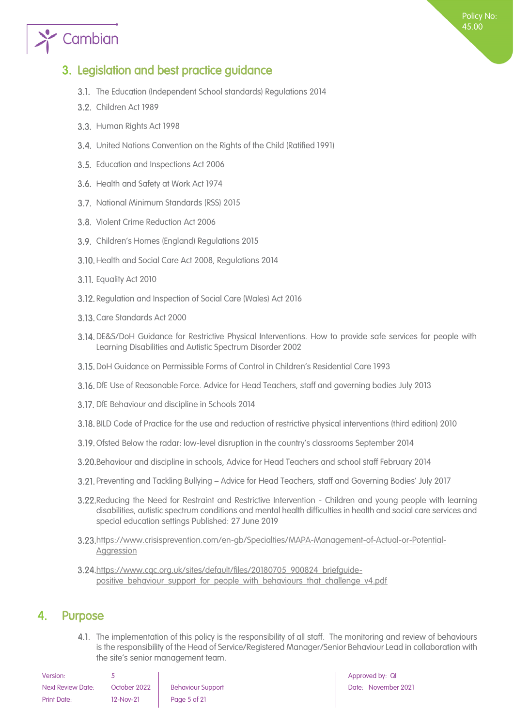## 3. Legislation and best practice guidance

3.1. The Education (Independent School standards) Regulations 2014

3.2. Children Act 1989

3.3. Human Rights Act 1998

3.4. United Nations Convention on the Rights of the Child (Ratified 1991)

3.5. Education and Inspections Act 2006

3.6. Health and Safety at Work Act 1974

3.7. National Minimum Standards (RSS) 2015

3.8. Violent Crime Reduction Act 2006

3.9. Children's Homes (England) Regulations 2015

3.10. Health and Social Care Act 2008, Regulations 2014

3.11. Equality Act 2010

3.12. Regulation and Inspection of Social Care (Wales) Act 2016

3.13. Care Standards Act 2000

3.14. DE&S/DoH Guidance for Restrictive Physical Interventions. How to provide safe services for people with Learning Disabilities and Autistic Spectrum Disorder 2002

3.15. DoH Guidance on Permissible Forms of Control in Children's Residential Care 1993

3.16. DfE Use of Reasonable Force. Advice for Head Teachers, staff and governing bodies July 2013

3.17. DfE Behaviour and discipline in Schools 2014

3.18. BILD Code of Practice for the use and reduction of restrictive physical interventions (third edition) 2010

3.19. Ofsted Below the radar: low-level disruption in the country's classrooms September 2014

3.20. Behaviour and discipline in schools, Advice for Head Teachers and school staff February 2014

3.21. Preventing and Tackling Bullying – Advice for Head Teachers, staff and Governing Bodies' July 2017

3.22. Reducing the Need for Restraint and Restrictive Intervention - Children and young people with learning disabilities, autistic spectrum conditions and mental health difficulties in health and social care services and special education settings Published: 27 June 2019

3.23. https://www.crisisprevention.com/en-gb/Specialties/MAPA-Management-of-Actual-or-Potential-Aggression

3.24. https://www.cqc.org.uk/sites/default/files/20180705_900824_briefguide-positive_behaviour_support_for_people_with_behaviours_that_challenge_v4.pdf

## 4. Purpose

4.1. The implementation of this policy is the responsibility of all staff. The monitoring and review of behaviours is the responsibility of the Head of Service/Registered Manager/Senior Behaviour Lead in collaboration with the site's senior management team.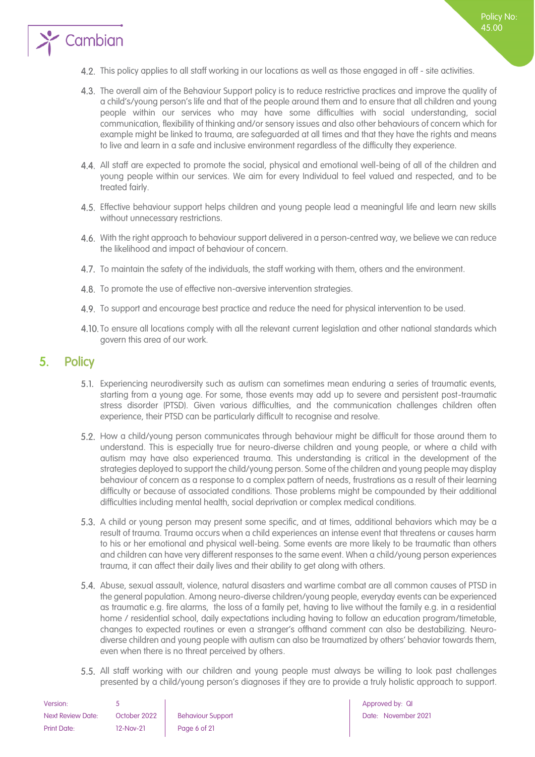4.2. This policy applies to all staff working in our locations as well as those engaged in off - site activities.

4.3. The overall aim of the Behaviour Support policy is to reduce restrictive practices and improve the quality of a child's/young person's life and that of the people around them and to ensure that all children and young people within our services who may have some difficulties with social understanding, social communication, flexibility of thinking and/or sensory issues and also other behaviours of concern which for example might be linked to trauma, are safeguarded at all times and that they have the rights and means to live and learn in a safe and inclusive environment regardless of the difficulty they experience.

4.4. All staff are expected to promote the social, physical and emotional well-being of all of the children and young people within our services. We aim for every Individual to feel valued and respected, and to be treated fairly.

4.5. Effective behaviour support helps children and young people lead a meaningful life and learn new skills without unnecessary restrictions.

4.6. With the right approach to behaviour support delivered in a person-centred way, we believe we can reduce the likelihood and impact of behaviour of concern.

4.7. To maintain the safety of the individuals, the staff working with them, others and the environment.

4.8. To promote the use of effective non-aversive intervention strategies.

4.9. To support and encourage best practice and reduce the need for physical intervention to be used.

4.10. To ensure all locations comply with all the relevant current legislation and other national standards which govern this area of our work.

## 5. Policy

5.1. Experiencing neurodiversity such as autism can sometimes mean enduring a series of traumatic events, starting from a young age. For some, those events may add up to severe and persistent post-traumatic stress disorder (PTSD). Given various difficulties, and the communication challenges children often experience, their PTSD can be particularly difficult to recognise and resolve.

5.2. How a child/young person communicates through behaviour might be difficult for those around them to understand. This is especially true for neuro-diverse children and young people, or where a child with autism may have also experienced trauma. This understanding is critical in the development of the strategies deployed to support the child/young person. Some of the children and young people may display behaviour of concern as a response to a complex pattern of needs, frustrations as a result of their learning difficulty or because of associated conditions. Those problems might be compounded by their additional difficulties including mental health, social deprivation or complex medical conditions.

5.3. A child or young person may present some specific, and at times, additional behaviors which may be a result of trauma. Trauma occurs when a child experiences an intense event that threatens or causes harm to his or her emotional and physical well-being. Some events are more likely to be traumatic than others and children can have very different responses to the same event. When a child/young person experiences trauma, it can affect their daily lives and their ability to get along with others.

5.4. Abuse, sexual assault, violence, natural disasters and wartime combat are all common causes of PTSD in the general population. Among neuro-diverse children/young people, everyday events can be experienced as traumatic e.g. fire alarms, the loss of a family pet, having to live without the family e.g. in a residential home / residential school, daily expectations including having to follow an education program/timetable, changes to expected routines or even a stranger's offhand comment can also be destabilizing. Neuro-diverse children and young people with autism can also be traumatized by others' behavior towards them, even when there is no threat perceived by others.

5.5. All staff working with our children and young people must always be willing to look past challenges presented by a child/young person's diagnoses if they are to provide a truly holistic approach to support.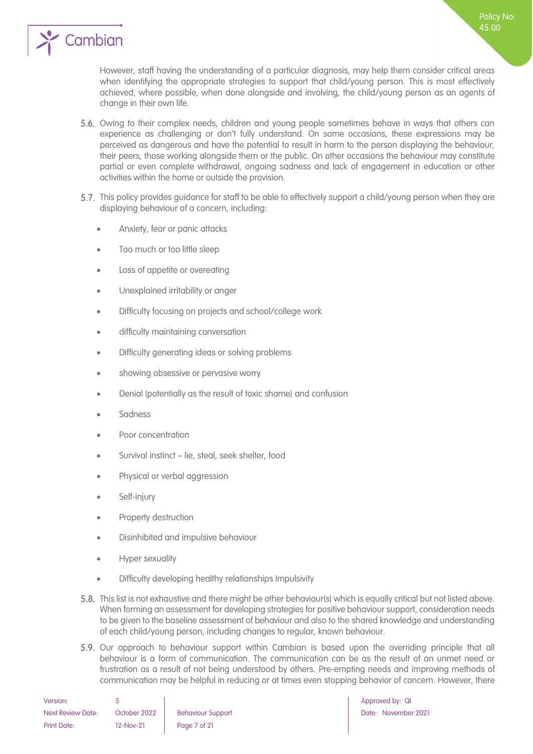However, staff having the understanding of a particular diagnosis, may help them consider critical areas when identifying the appropriate strategies to support that child/young person. This is most effectively achieved, where possible, when done alongside and involving, the child/young person as an agents of change in their own life.

5.6. Owing to their complex needs, children and young people sometimes behave in ways that others can experience as challenging or don't fully understand. On some occasions, these expressions may be perceived as dangerous and have the potential to result in harm to the person displaying the behaviour, their peers, those working alongside them or the public. On other occasions the behaviour may constitute partial or even complete withdrawal, ongoing sadness and lack of engagement in education or other activities within the home or outside the provision.

5.7. This policy provides guidance for staff to be able to effectively support a child/young person when they are displaying behaviour of a concern, including:

- Anxiety, fear or panic attacks
- Too much or too little sleep
- Loss of appetite or overeating
- Unexplained irritability or anger
- Difficulty focusing on projects and school/college work
- difficulty maintaining conversation
- Difficulty generating ideas or solving problems
- showing obsessive or pervasive worry
- Denial (potentially as the result of toxic shame) and confusion
- Sadness
- Poor concentration
- Survival instinct – lie, steal, seek shelter, food
- Physical or verbal aggression
- Self-injury
- Property destruction
- Disinhibited and impulsive behaviour
- Hyper sexuality
- Difficulty developing healthy relationships Impulsivity

5.8. This list is not exhaustive and there might be other behaviour(s) which is equally critical but not listed above. When forming an assessment for developing strategies for positive behaviour support, consideration needs to be given to the baseline assessment of behaviour and also to the shared knowledge and understanding of each child/young person, including changes to regular, known behaviour.

5.9. Our approach to behaviour support within Cambian is based upon the overriding principle that all behaviour is a form of communication. The communication can be as the result of an unmet need or frustration as a result of not being understood by others. Pre-empting needs and improving methods of communication may be helpful in reducing or at times even stopping behavior of concern. However, there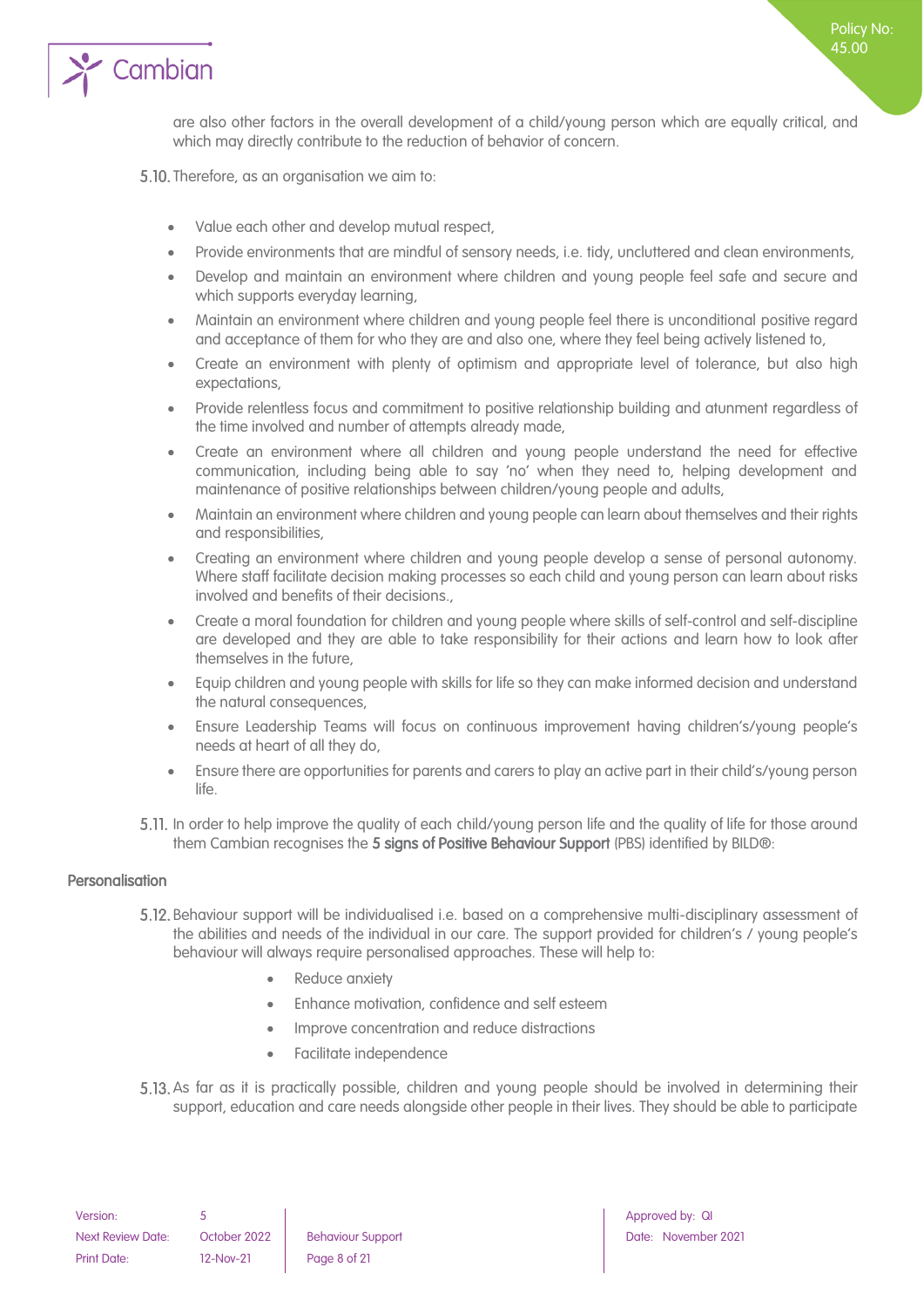are also other factors in the overall development of a child/young person which are equally critical, and which may directly contribute to the reduction of behavior of concern.

5.10. Therefore, as an organisation we aim to:

- Value each other and develop mutual respect,
- Provide environments that are mindful of sensory needs, i.e. tidy, uncluttered and clean environments,
- Develop and maintain an environment where children and young people feel safe and secure and which supports everyday learning,
- Maintain an environment where children and young people feel there is unconditional positive regard and acceptance of them for who they are and also one, where they feel being actively listened to,
- Create an environment with plenty of optimism and appropriate level of tolerance, but also high expectations,
- Provide relentless focus and commitment to positive relationship building and atunment regardless of the time involved and number of attempts already made,
- Create an environment where all children and young people understand the need for effective communication, including being able to say 'no' when they need to, helping development and maintenance of positive relationships between children/young people and adults,
- Maintain an environment where children and young people can learn about themselves and their rights and responsibilities,
- Creating an environment where children and young people develop a sense of personal autonomy. Where staff facilitate decision making processes so each child and young person can learn about risks involved and benefits of their decisions.,
- Create a moral foundation for children and young people where skills of self-control and self-discipline are developed and they are able to take responsibility for their actions and learn how to look after themselves in the future,
- Equip children and young people with skills for life so they can make informed decision and understand the natural consequences,
- Ensure Leadership Teams will focus on continuous improvement having children's/young people's needs at heart of all they do,
- Ensure there are opportunities for parents and carers to play an active part in their child's/young person life.

5.11. In order to help improve the quality of each child/young person life and the quality of life for those around them Cambian recognises the **5 signs of Positive Behaviour Support** (PBS) identified by BILD®:

### Personalisation

5.12. Behaviour support will be individualised i.e. based on a comprehensive multi-disciplinary assessment of the abilities and needs of the individual in our care. The support provided for children's / young people's behaviour will always require personalised approaches. These will help to:

- Reduce anxiety
- Enhance motivation, confidence and self esteem
- Improve concentration and reduce distractions
- Facilitate independence

5.13. As far as it is practically possible, children and young people should be involved in determining their support, education and care needs alongside other people in their lives. They should be able to participate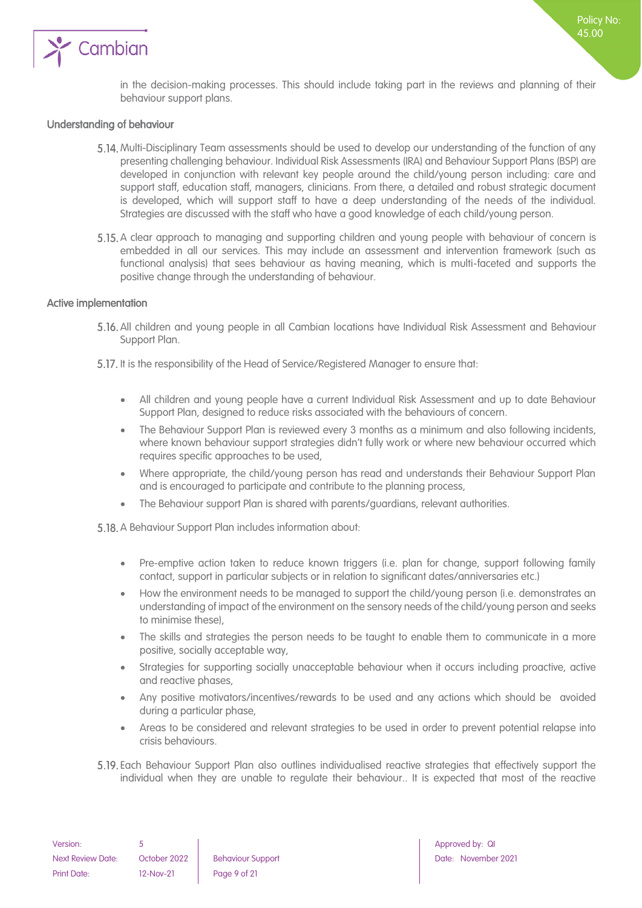in the decision-making processes. This should include taking part in the reviews and planning of their behaviour support plans.

### Understanding of behaviour

5.14. Multi-Disciplinary Team assessments should be used to develop our understanding of the function of any presenting challenging behaviour. Individual Risk Assessments (IRA) and Behaviour Support Plans (BSP) are developed in conjunction with relevant key people around the child/young person including: care and support staff, education staff, managers, clinicians. From there, a detailed and robust strategic document is developed, which will support staff to have a deep understanding of the needs of the individual. Strategies are discussed with the staff who have a good knowledge of each child/young person.

5.15. A clear approach to managing and supporting children and young people with behaviour of concern is embedded in all our services. This may include an assessment and intervention framework (such as functional analysis) that sees behaviour as having meaning, which is multi-faceted and supports the positive change through the understanding of behaviour.

### Active implementation

5.16. All children and young people in all Cambian locations have Individual Risk Assessment and Behaviour Support Plan.

5.17. It is the responsibility of the Head of Service/Registered Manager to ensure that:

- All children and young people have a current Individual Risk Assessment and up to date Behaviour Support Plan, designed to reduce risks associated with the behaviours of concern.
- The Behaviour Support Plan is reviewed every 3 months as a minimum and also following incidents, where known behaviour support strategies didn't fully work or where new behaviour occurred which requires specific approaches to be used,
- Where appropriate, the child/young person has read and understands their Behaviour Support Plan and is encouraged to participate and contribute to the planning process,
- The Behaviour support Plan is shared with parents/guardians, relevant authorities.

5.18. A Behaviour Support Plan includes information about:

- Pre-emptive action taken to reduce known triggers (i.e. plan for change, support following family contact, support in particular subjects or in relation to significant dates/anniversaries etc.)
- How the environment needs to be managed to support the child/young person (i.e. demonstrates an understanding of impact of the environment on the sensory needs of the child/young person and seeks to minimise these),
- The skills and strategies the person needs to be taught to enable them to communicate in a more positive, socially acceptable way,
- Strategies for supporting socially unacceptable behaviour when it occurs including proactive, active and reactive phases,
- Any positive motivators/incentives/rewards to be used and any actions which should be avoided during a particular phase,
- Areas to be considered and relevant strategies to be used in order to prevent potential relapse into crisis behaviours.

5.19. Each Behaviour Support Plan also outlines individualised reactive strategies that effectively support the individual when they are unable to regulate their behaviour.. It is expected that most of the reactive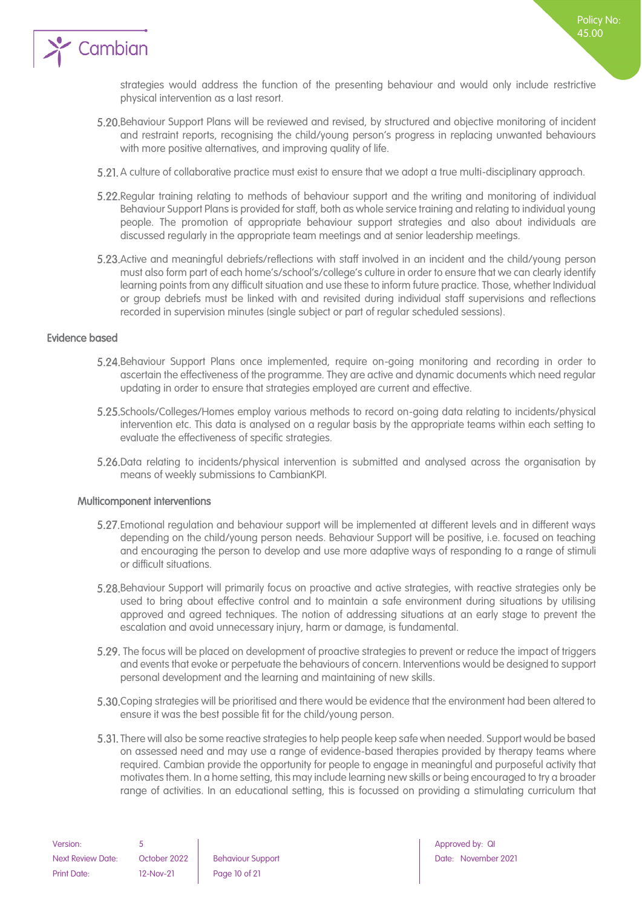strategies would address the function of the presenting behaviour and would only include restrictive physical intervention as a last resort.

5.20. Behaviour Support Plans will be reviewed and revised, by structured and objective monitoring of incident and restraint reports, recognising the child/young person's progress in replacing unwanted behaviours with more positive alternatives, and improving quality of life.

5.21. A culture of collaborative practice must exist to ensure that we adopt a true multi-disciplinary approach.

5.22. Regular training relating to methods of behaviour support and the writing and monitoring of individual Behaviour Support Plans is provided for staff, both as whole service training and relating to individual young people. The promotion of appropriate behaviour support strategies and also about individuals are discussed regularly in the appropriate team meetings and at senior leadership meetings.

5.23. Active and meaningful debriefs/reflections with staff involved in an incident and the child/young person must also form part of each home's/school's/college's culture in order to ensure that we can clearly identify learning points from any difficult situation and use these to inform future practice. Those, whether Individual or group debriefs must be linked with and revisited during individual staff supervisions and reflections recorded in supervision minutes (single subject or part of regular scheduled sessions).

### Evidence based

5.24. Behaviour Support Plans once implemented, require on-going monitoring and recording in order to ascertain the effectiveness of the programme. They are active and dynamic documents which need regular updating in order to ensure that strategies employed are current and effective.

5.25. Schools/Colleges/Homes employ various methods to record on-going data relating to incidents/physical intervention etc. This data is analysed on a regular basis by the appropriate teams within each setting to evaluate the effectiveness of specific strategies.

5.26. Data relating to incidents/physical intervention is submitted and analysed across the organisation by means of weekly submissions to CambianKPI.

### Multicomponent interventions

5.27. Emotional regulation and behaviour support will be implemented at different levels and in different ways depending on the child/young person needs. Behaviour Support will be positive, i.e. focused on teaching and encouraging the person to develop and use more adaptive ways of responding to a range of stimuli or difficult situations.

5.28. Behaviour Support will primarily focus on proactive and active strategies, with reactive strategies only be used to bring about effective control and to maintain a safe environment during situations by utilising approved and agreed techniques. The notion of addressing situations at an early stage to prevent the escalation and avoid unnecessary injury, harm or damage, is fundamental.

5.29. The focus will be placed on development of proactive strategies to prevent or reduce the impact of triggers and events that evoke or perpetuate the behaviours of concern. Interventions would be designed to support personal development and the learning and maintaining of new skills.

5.30. Coping strategies will be prioritised and there would be evidence that the environment had been altered to ensure it was the best possible fit for the child/young person.

5.31. There will also be some reactive strategies to help people keep safe when needed. Support would be based on assessed need and may use a range of evidence-based therapies provided by therapy teams where required. Cambian provide the opportunity for people to engage in meaningful and purposeful activity that motivates them. In a home setting, this may include learning new skills or being encouraged to try a broader range of activities. In an educational setting, this is focussed on providing a stimulating curriculum that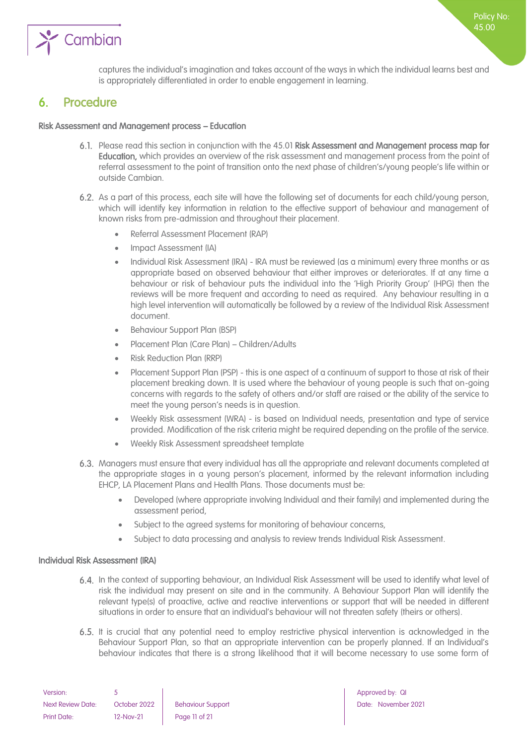captures the individual's imagination and takes account of the ways in which the individual learns best and is appropriately differentiated in order to enable engagement in learning.

## 6. Procedure

### Risk Assessment and Management process – Education

6.1. Please read this section in conjunction with the 45.01 **Risk Assessment and Management process map for Education,** which provides an overview of the risk assessment and management process from the point of referral assessment to the point of transition onto the next phase of children's/young people's life within or outside Cambian.

6.2. As a part of this process, each site will have the following set of documents for each child/young person, which will identify key information in relation to the effective support of behaviour and management of known risks from pre-admission and throughout their placement.

- Referral Assessment Placement (RAP)
- Impact Assessment (IA)
- Individual Risk Assessment (IRA) - IRA must be reviewed (as a minimum) every three months or as appropriate based on observed behaviour that either improves or deteriorates. If at any time a behaviour or risk of behaviour puts the individual into the 'High Priority Group' (HPG) then the reviews will be more frequent and according to need as required. Any behaviour resulting in a high level intervention will automatically be followed by a review of the Individual Risk Assessment document.
- Behaviour Support Plan (BSP)
- Placement Plan (Care Plan) – Children/Adults
- Risk Reduction Plan (RRP)
- Placement Support Plan (PSP) - this is one aspect of a continuum of support to those at risk of their placement breaking down. It is used where the behaviour of young people is such that on-going concerns with regards to the safety of others and/or staff are raised or the ability of the service to meet the young person's needs is in question.
- Weekly Risk assessment (WRA) - is based on Individual needs, presentation and type of service provided. Modification of the risk criteria might be required depending on the profile of the service.
- Weekly Risk Assessment spreadsheet template

6.3. Managers must ensure that every individual has all the appropriate and relevant documents completed at the appropriate stages in a young person's placement, informed by the relevant information including EHCP, LA Placement Plans and Health Plans. Those documents must be:

- Developed (where appropriate involving Individual and their family) and implemented during the assessment period,
- Subject to the agreed systems for monitoring of behaviour concerns,
- Subject to data processing and analysis to review trends Individual Risk Assessment.

### Individual Risk Assessment (IRA)

6.4. In the context of supporting behaviour, an Individual Risk Assessment will be used to identify what level of risk the individual may present on site and in the community. A Behaviour Support Plan will identify the relevant type(s) of proactive, active and reactive interventions or support that will be needed in different situations in order to ensure that an individual's behaviour will not threaten safety (theirs or others).

6.5. It is crucial that any potential need to employ restrictive physical intervention is acknowledged in the Behaviour Support Plan, so that an appropriate intervention can be properly planned. If an Individual's behaviour indicates that there is a strong likelihood that it will become necessary to use some form of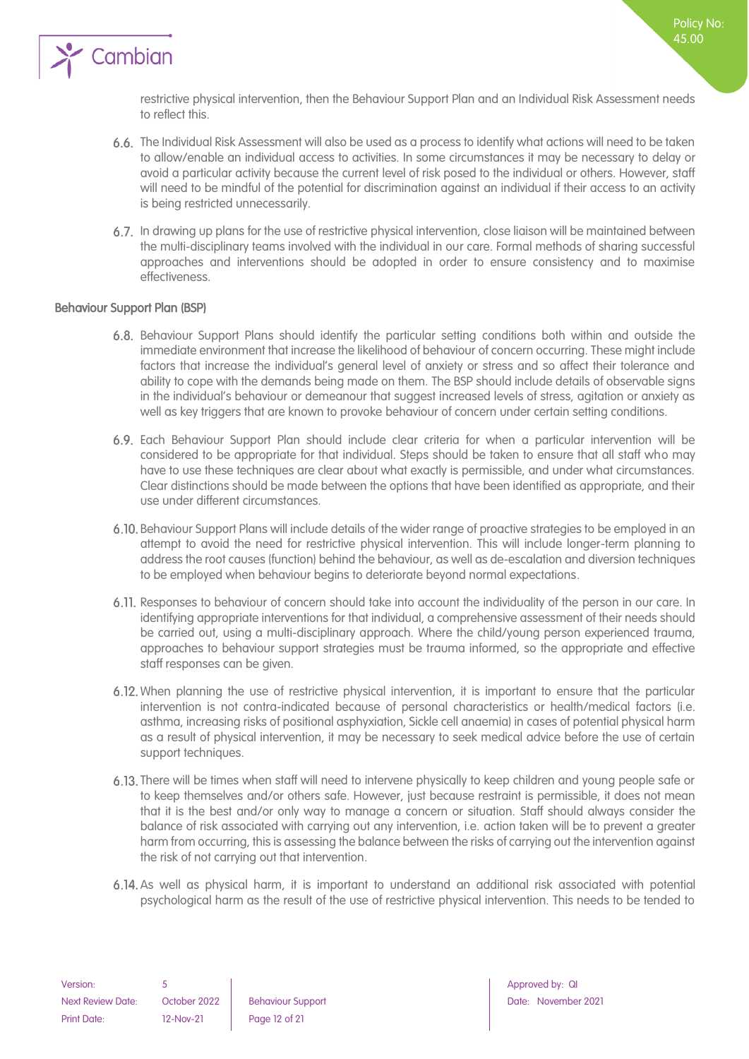restrictive physical intervention, then the Behaviour Support Plan and an Individual Risk Assessment needs to reflect this.

6.6. The Individual Risk Assessment will also be used as a process to identify what actions will need to be taken to allow/enable an individual access to activities. In some circumstances it may be necessary to delay or avoid a particular activity because the current level of risk posed to the individual or others. However, staff will need to be mindful of the potential for discrimination against an individual if their access to an activity is being restricted unnecessarily.

6.7. In drawing up plans for the use of restrictive physical intervention, close liaison will be maintained between the multi-disciplinary teams involved with the individual in our care. Formal methods of sharing successful approaches and interventions should be adopted in order to ensure consistency and to maximise effectiveness.

### Behaviour Support Plan (BSP)

6.8. Behaviour Support Plans should identify the particular setting conditions both within and outside the immediate environment that increase the likelihood of behaviour of concern occurring. These might include factors that increase the individual's general level of anxiety or stress and so affect their tolerance and ability to cope with the demands being made on them. The BSP should include details of observable signs in the individual's behaviour or demeanour that suggest increased levels of stress, agitation or anxiety as well as key triggers that are known to provoke behaviour of concern under certain setting conditions.

6.9. Each Behaviour Support Plan should include clear criteria for when a particular intervention will be considered to be appropriate for that individual. Steps should be taken to ensure that all staff who may have to use these techniques are clear about what exactly is permissible, and under what circumstances. Clear distinctions should be made between the options that have been identified as appropriate, and their use under different circumstances.

6.10. Behaviour Support Plans will include details of the wider range of proactive strategies to be employed in an attempt to avoid the need for restrictive physical intervention. This will include longer-term planning to address the root causes (function) behind the behaviour, as well as de-escalation and diversion techniques to be employed when behaviour begins to deteriorate beyond normal expectations.

6.11. Responses to behaviour of concern should take into account the individuality of the person in our care. In identifying appropriate interventions for that individual, a comprehensive assessment of their needs should be carried out, using a multi-disciplinary approach. Where the child/young person experienced trauma, approaches to behaviour support strategies must be trauma informed, so the appropriate and effective staff responses can be given.

6.12. When planning the use of restrictive physical intervention, it is important to ensure that the particular intervention is not contra-indicated because of personal characteristics or health/medical factors (i.e. asthma, increasing risks of positional asphyxiation, Sickle cell anaemia) in cases of potential physical harm as a result of physical intervention, it may be necessary to seek medical advice before the use of certain support techniques.

6.13. There will be times when staff will need to intervene physically to keep children and young people safe or to keep themselves and/or others safe. However, just because restraint is permissible, it does not mean that it is the best and/or only way to manage a concern or situation. Staff should always consider the balance of risk associated with carrying out any intervention, i.e. action taken will be to prevent a greater harm from occurring, this is assessing the balance between the risks of carrying out the intervention against the risk of not carrying out that intervention.

6.14. As well as physical harm, it is important to understand an additional risk associated with potential psychological harm as the result of the use of restrictive physical intervention. This needs to be tended to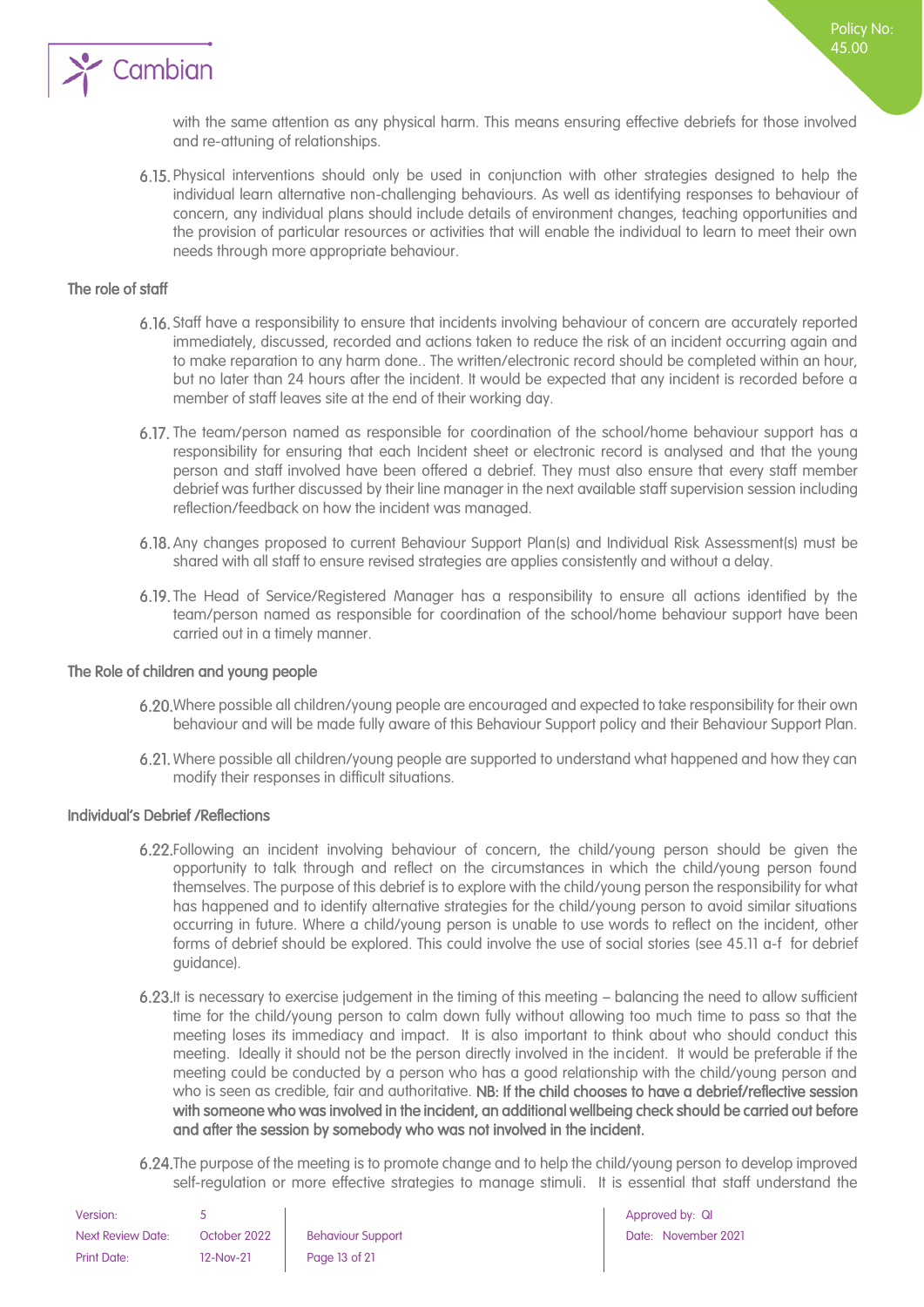with the same attention as any physical harm. This means ensuring effective debriefs for those involved and re-attuning of relationships.

6.15. Physical interventions should only be used in conjunction with other strategies designed to help the individual learn alternative non-challenging behaviours. As well as identifying responses to behaviour of concern, any individual plans should include details of environment changes, teaching opportunities and the provision of particular resources or activities that will enable the individual to learn to meet their own needs through more appropriate behaviour.

### The role of staff

6.16. Staff have a responsibility to ensure that incidents involving behaviour of concern are accurately reported immediately, discussed, recorded and actions taken to reduce the risk of an incident occurring again and to make reparation to any harm done.. The written/electronic record should be completed within an hour, but no later than 24 hours after the incident. It would be expected that any incident is recorded before a member of staff leaves site at the end of their working day.

6.17. The team/person named as responsible for coordination of the school/home behaviour support has a responsibility for ensuring that each Incident sheet or electronic record is analysed and that the young person and staff involved have been offered a debrief. They must also ensure that every staff member debrief was further discussed by their line manager in the next available staff supervision session including reflection/feedback on how the incident was managed.

6.18. Any changes proposed to current Behaviour Support Plan(s) and Individual Risk Assessment(s) must be shared with all staff to ensure revised strategies are applies consistently and without a delay.

6.19. The Head of Service/Registered Manager has a responsibility to ensure all actions identified by the team/person named as responsible for coordination of the school/home behaviour support have been carried out in a timely manner.

### The Role of children and young people

6.20. Where possible all children/young people are encouraged and expected to take responsibility for their own behaviour and will be made fully aware of this Behaviour Support policy and their Behaviour Support Plan.

6.21. Where possible all children/young people are supported to understand what happened and how they can modify their responses in difficult situations.

### Individual's Debrief /Reflections

6.22. Following an incident involving behaviour of concern, the child/young person should be given the opportunity to talk through and reflect on the circumstances in which the child/young person found themselves. The purpose of this debrief is to explore with the child/young person the responsibility for what has happened and to identify alternative strategies for the child/young person to avoid similar situations occurring in future. Where a child/young person is unable to use words to reflect on the incident, other forms of debrief should be explored. This could involve the use of social stories (see 45.11 a-f for debrief guidance).

6.23. It is necessary to exercise judgement in the timing of this meeting – balancing the need to allow sufficient time for the child/young person to calm down fully without allowing too much time to pass so that the meeting loses its immediacy and impact. It is also important to think about who should conduct this meeting. Ideally it should not be the person directly involved in the incident. It would be preferable if the meeting could be conducted by a person who has a good relationship with the child/young person and who is seen as credible, fair and authoritative. **NB: If the child chooses to have a debrief/reflective session with someone who was involved in the incident, an additional wellbeing check should be carried out before and after the session by somebody who was not involved in the incident.**

6.24. The purpose of the meeting is to promote change and to help the child/young person to develop improved self-regulation or more effective strategies to manage stimuli. It is essential that staff understand the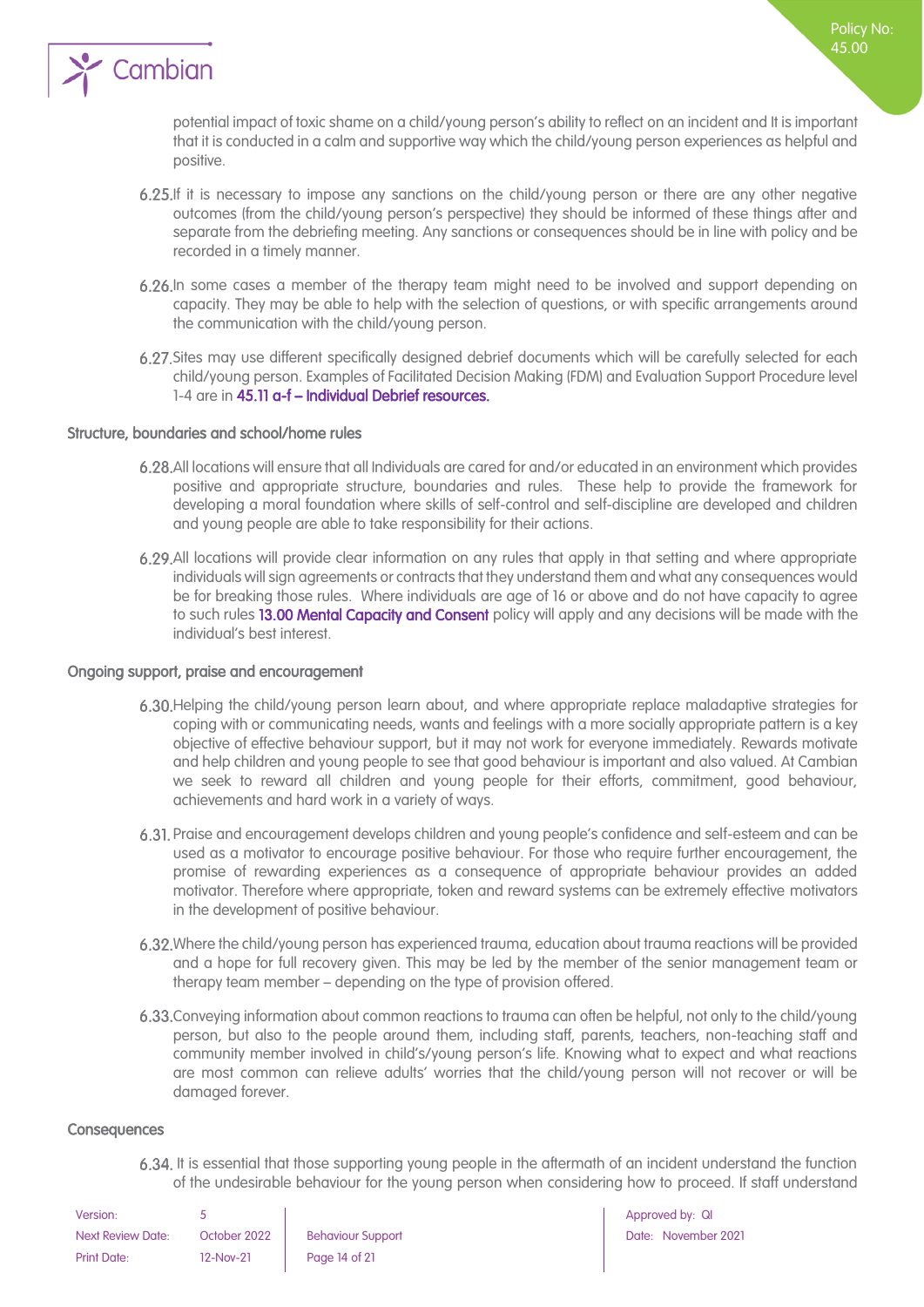potential impact of toxic shame on a child/young person's ability to reflect on an incident and It is important that it is conducted in a calm and supportive way which the child/young person experiences as helpful and positive.

6.25. If it is necessary to impose any sanctions on the child/young person or there are any other negative outcomes (from the child/young person's perspective) they should be informed of these things after and separate from the debriefing meeting. Any sanctions or consequences should be in line with policy and be recorded in a timely manner.

6.26. In some cases a member of the therapy team might need to be involved and support depending on capacity. They may be able to help with the selection of questions, or with specific arrangements around the communication with the child/young person.

6.27. Sites may use different specifically designed debrief documents which will be carefully selected for each child/young person. Examples of Facilitated Decision Making (FDM) and Evaluation Support Procedure level 1-4 are in **45.11 a-f – Individual Debrief resources.**

### Structure, boundaries and school/home rules

6.28. All locations will ensure that all Individuals are cared for and/or educated in an environment which provides positive and appropriate structure, boundaries and rules. These help to provide the framework for developing a moral foundation where skills of self-control and self-discipline are developed and children and young people are able to take responsibility for their actions.

6.29. All locations will provide clear information on any rules that apply in that setting and where appropriate individuals will sign agreements or contracts that they understand them and what any consequences would be for breaking those rules. Where individuals are age of 16 or above and do not have capacity to agree to such rules **13.00 Mental Capacity and Consent** policy will apply and any decisions will be made with the individual's best interest.

### Ongoing support, praise and encouragement

6.30. Helping the child/young person learn about, and where appropriate replace maladaptive strategies for coping with or communicating needs, wants and feelings with a more socially appropriate pattern is a key objective of effective behaviour support, but it may not work for everyone immediately. Rewards motivate and help children and young people to see that good behaviour is important and also valued. At Cambian we seek to reward all children and young people for their efforts, commitment, good behaviour, achievements and hard work in a variety of ways.

6.31. Praise and encouragement develops children and young people's confidence and self-esteem and can be used as a motivator to encourage positive behaviour. For those who require further encouragement, the promise of rewarding experiences as a consequence of appropriate behaviour provides an added motivator. Therefore where appropriate, token and reward systems can be extremely effective motivators in the development of positive behaviour.

6.32. Where the child/young person has experienced trauma, education about trauma reactions will be provided and a hope for full recovery given. This may be led by the member of the senior management team or therapy team member – depending on the type of provision offered.

6.33. Conveying information about common reactions to trauma can often be helpful, not only to the child/young person, but also to the people around them, including staff, parents, teachers, non-teaching staff and community member involved in child's/young person's life. Knowing what to expect and what reactions are most common can relieve adults' worries that the child/young person will not recover or will be damaged forever.

### Consequences

6.34. It is essential that those supporting young people in the aftermath of an incident understand the function of the undesirable behaviour for the young person when considering how to proceed. If staff understand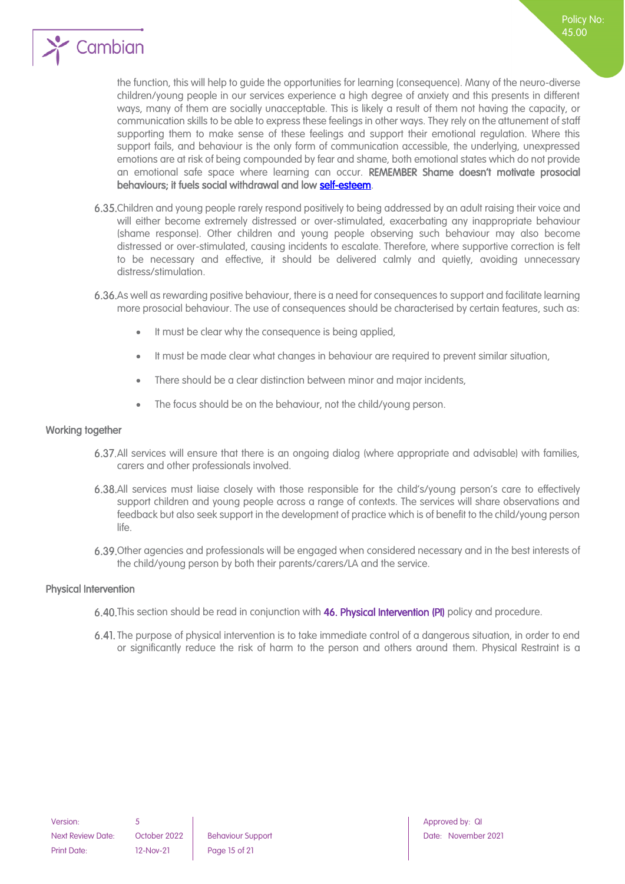the function, this will help to guide the opportunities for learning (consequence). Many of the neuro-diverse children/young people in our services experience a high degree of anxiety and this presents in different ways, many of them are socially unacceptable. This is likely a result of them not having the capacity, or communication skills to be able to express these feelings in other ways. They rely on the attunement of staff supporting them to make sense of these feelings and support their emotional regulation. Where this support fails, and behaviour is the only form of communication accessible, the underlying, unexpressed emotions are at risk of being compounded by fear and shame, both emotional states which do not provide an emotional safe space where learning can occur. **REMEMBER Shame doesn't motivate prosocial behaviours; it fuels social withdrawal and low self-esteem**.

6.35. Children and young people rarely respond positively to being addressed by an adult raising their voice and will either become extremely distressed or over-stimulated, exacerbating any inappropriate behaviour (shame response). Other children and young people observing such behaviour may also become distressed or over-stimulated, causing incidents to escalate. Therefore, where supportive correction is felt to be necessary and effective, it should be delivered calmly and quietly, avoiding unnecessary distress/stimulation.

6.36. As well as rewarding positive behaviour, there is a need for consequences to support and facilitate learning more prosocial behaviour. The use of consequences should be characterised by certain features, such as:

- It must be clear why the consequence is being applied,
- It must be made clear what changes in behaviour are required to prevent similar situation,
- There should be a clear distinction between minor and major incidents,
- The focus should be on the behaviour, not the child/young person.

### Working together

6.37. All services will ensure that there is an ongoing dialog (where appropriate and advisable) with families, carers and other professionals involved.

6.38. All services must liaise closely with those responsible for the child's/young person's care to effectively support children and young people across a range of contexts. The services will share observations and feedback but also seek support in the development of practice which is of benefit to the child/young person life.

6.39. Other agencies and professionals will be engaged when considered necessary and in the best interests of the child/young person by both their parents/carers/LA and the service.

### Physical Intervention

6.40. This section should be read in conjunction with **46. Physical Intervention (PI)** policy and procedure.

6.41. The purpose of physical intervention is to take immediate control of a dangerous situation, in order to end or significantly reduce the risk of harm to the person and others around them. Physical Restraint is a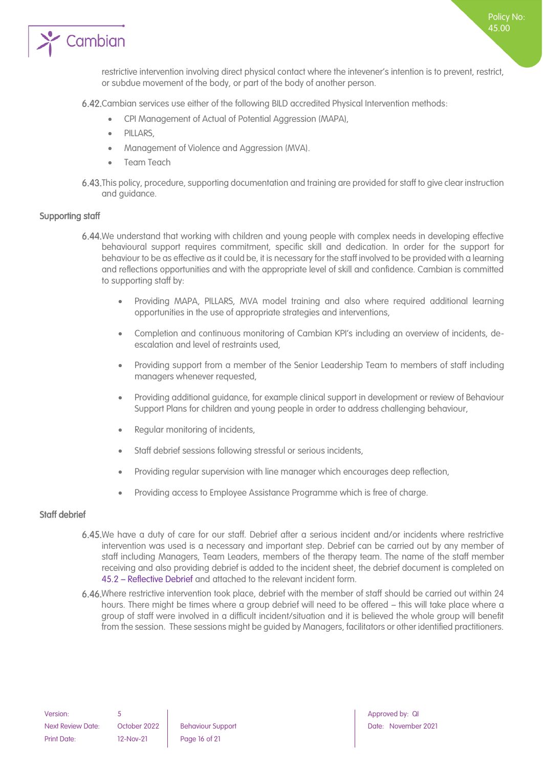restrictive intervention involving direct physical contact where the intevener's intention is to prevent, restrict, or subdue movement of the body, or part of the body of another person.

6.42. Cambian services use either of the following BILD accredited Physical Intervention methods:

- CPI Management of Actual of Potential Aggression (MAPA),
- PILLARS,
- Management of Violence and Aggression (MVA).
- Team Teach

6.43. This policy, procedure, supporting documentation and training are provided for staff to give clear instruction and guidance.

### Supporting staff

6.44. We understand that working with children and young people with complex needs in developing effective behavioural support requires commitment, specific skill and dedication. In order for the support for behaviour to be as effective as it could be, it is necessary for the staff involved to be provided with a learning and reflections opportunities and with the appropriate level of skill and confidence. Cambian is committed to supporting staff by:

- Providing MAPA, PILLARS, MVA model training and also where required additional learning opportunities in the use of appropriate strategies and interventions,
- Completion and continuous monitoring of Cambian KPI's including an overview of incidents, de-escalation and level of restraints used,
- Providing support from a member of the Senior Leadership Team to members of staff including managers whenever requested,
- Providing additional guidance, for example clinical support in development or review of Behaviour Support Plans for children and young people in order to address challenging behaviour,
- Regular monitoring of incidents,
- Staff debrief sessions following stressful or serious incidents,
- Providing regular supervision with line manager which encourages deep reflection,
- Providing access to Employee Assistance Programme which is free of charge.

### Staff debrief

6.45. We have a duty of care for our staff. Debrief after a serious incident and/or incidents where restrictive intervention was used is a necessary and important step. Debrief can be carried out by any member of staff including Managers, Team Leaders, members of the therapy team. The name of the staff member receiving and also providing debrief is added to the incident sheet, the debrief document is completed on 45.2 – Reflective Debrief and attached to the relevant incident form.

6.46. Where restrictive intervention took place, debrief with the member of staff should be carried out within 24 hours. There might be times where a group debrief will need to be offered – this will take place where a group of staff were involved in a difficult incident/situation and it is believed the whole group will benefit from the session. These sessions might be guided by Managers, facilitators or other identified practitioners.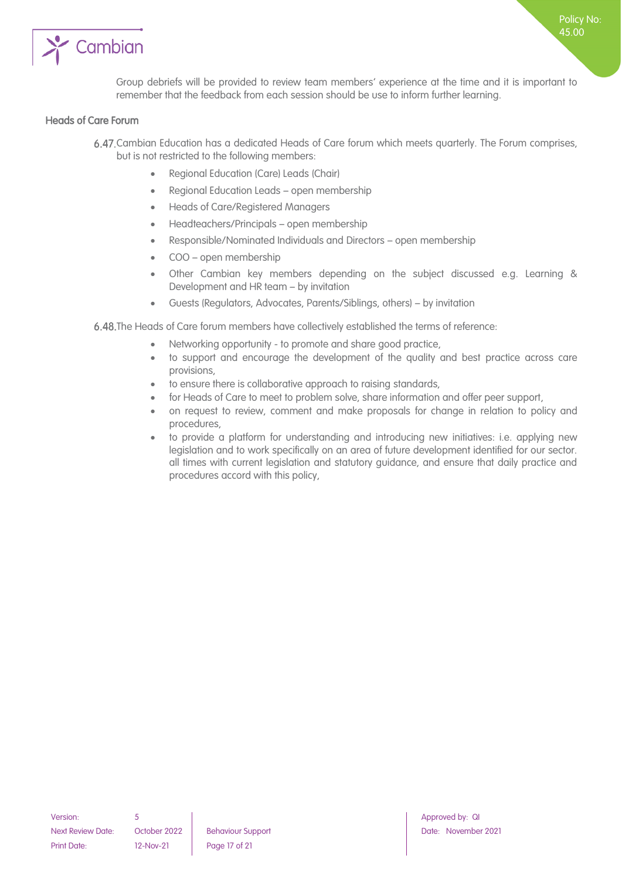Group debriefs will be provided to review team members' experience at the time and it is important to remember that the feedback from each session should be use to inform further learning.

### Heads of Care Forum

6.47. Cambian Education has a dedicated Heads of Care forum which meets quarterly. The Forum comprises, but is not restricted to the following members:

- Regional Education (Care) Leads (Chair)
- Regional Education Leads – open membership
- Heads of Care/Registered Managers
- Headteachers/Principals – open membership
- Responsible/Nominated Individuals and Directors – open membership
- COO – open membership
- Other Cambian key members depending on the subject discussed e.g. Learning & Development and HR team – by invitation
- Guests (Regulators, Advocates, Parents/Siblings, others) – by invitation

6.48. The Heads of Care forum members have collectively established the terms of reference:

- Networking opportunity - to promote and share good practice,
- to support and encourage the development of the quality and best practice across care provisions,
- to ensure there is collaborative approach to raising standards,
- for Heads of Care to meet to problem solve, share information and offer peer support,
- on request to review, comment and make proposals for change in relation to policy and procedures,
- to provide a platform for understanding and introducing new initiatives: i.e. applying new legislation and to work specifically on an area of future development identified for our sector. all times with current legislation and statutory guidance, and ensure that daily practice and procedures accord with this policy,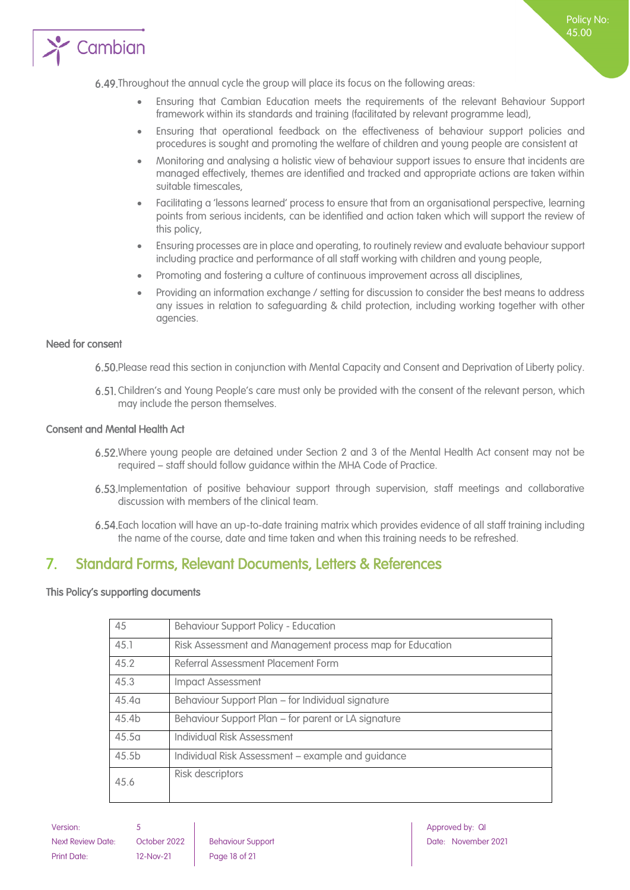6.49. Throughout the annual cycle the group will place its focus on the following areas:

- Ensuring that Cambian Education meets the requirements of the relevant Behaviour Support framework within its standards and training (facilitated by relevant programme lead),
- Ensuring that operational feedback on the effectiveness of behaviour support policies and procedures is sought and promoting the welfare of children and young people are consistent at
- Monitoring and analysing a holistic view of behaviour support issues to ensure that incidents are managed effectively, themes are identified and tracked and appropriate actions are taken within suitable timescales,
- Facilitating a 'lessons learned' process to ensure that from an organisational perspective, learning points from serious incidents, can be identified and action taken which will support the review of this policy,
- Ensuring processes are in place and operating, to routinely review and evaluate behaviour support including practice and performance of all staff working with children and young people,
- Promoting and fostering a culture of continuous improvement across all disciplines,
- Providing an information exchange / setting for discussion to consider the best means to address any issues in relation to safeguarding & child protection, including working together with other agencies.

### Need for consent

6.50. Please read this section in conjunction with Mental Capacity and Consent and Deprivation of Liberty policy.

6.51. Children's and Young People's care must only be provided with the consent of the relevant person, which may include the person themselves.

### Consent and Mental Health Act

6.52. Where young people are detained under Section 2 and 3 of the Mental Health Act consent may not be required – staff should follow guidance within the MHA Code of Practice.

6.53. Implementation of positive behaviour support through supervision, staff meetings and collaborative discussion with members of the clinical team.

6.54. Each location will have an up-to-date training matrix which provides evidence of all staff training including the name of the course, date and time taken and when this training needs to be refreshed.

## 7. Standard Forms, Relevant Documents, Letters & References

### This Policy's supporting documents

| 45 | Behaviour Support Policy - Education |
|---|---|
| 45.1 | Risk Assessment and Management process map for Education |
| 45.2 | Referral Assessment Placement Form |
| 45.3 | Impact Assessment |
| 45.4a | Behaviour Support Plan – for Individual signature |
| 45.4b | Behaviour Support Plan – for parent or LA signature |
| 45.5a | Individual Risk Assessment |
| 45.5b | Individual Risk Assessment – example and guidance |
| 45.6 | Risk descriptors |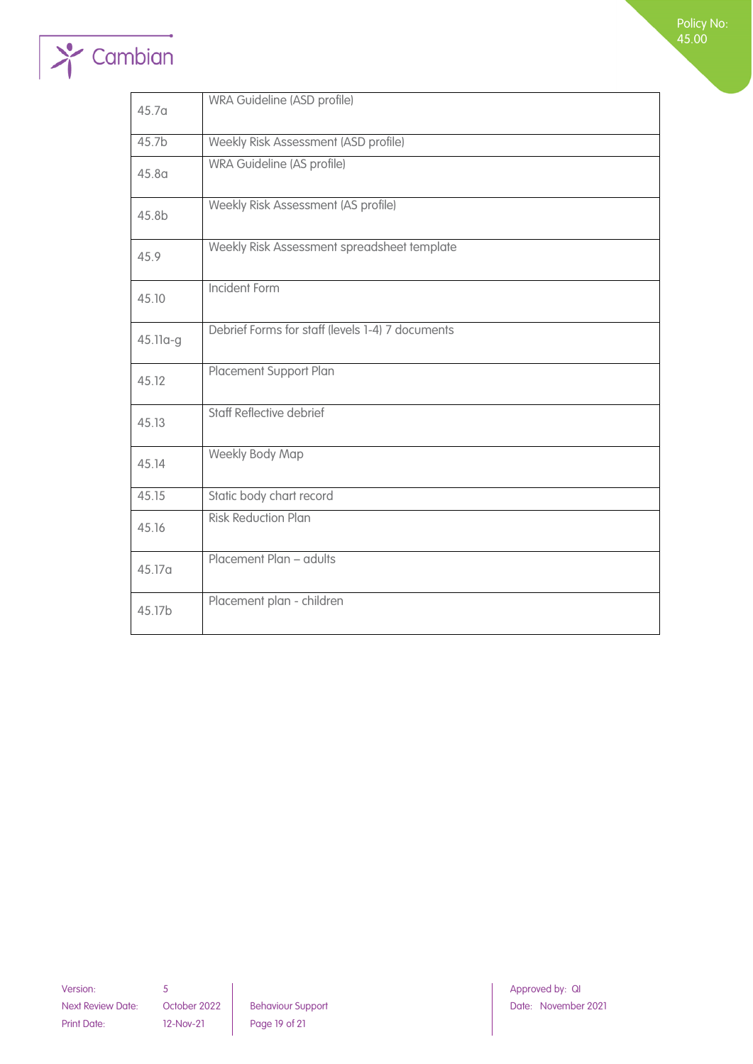| | |
|---|---|
| 45.7a | WRA Guideline (ASD profile) |
| 45.7b | Weekly Risk Assessment (ASD profile) |
| 45.8a | WRA Guideline (AS profile) |
| 45.8b | Weekly Risk Assessment (AS profile) |
| 45.9 | Weekly Risk Assessment spreadsheet template |
| 45.10 | Incident Form |
| 45.11a-g | Debrief Forms for staff (levels 1-4) 7 documents |
| 45.12 | Placement Support Plan |
| 45.13 | Staff Reflective debrief |
| 45.14 | Weekly Body Map |
| 45.15 | Static body chart record |
| 45.16 | Risk Reduction Plan |
| 45.17a | Placement Plan – adults |
| 45.17b | Placement plan - children |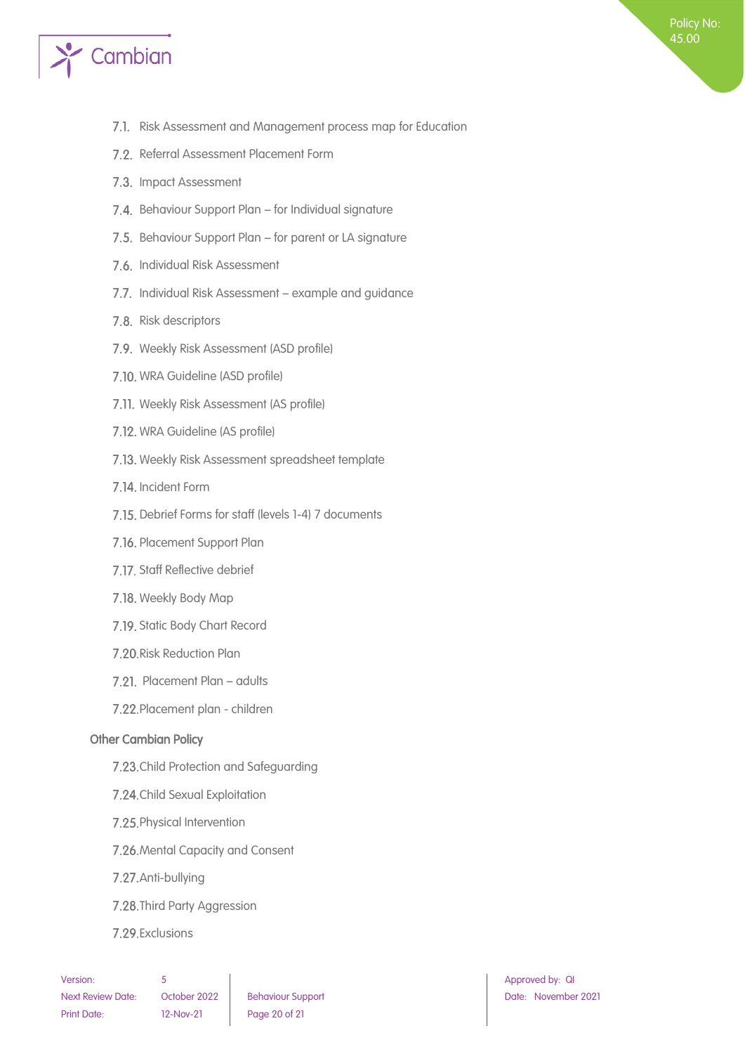7.1. Risk Assessment and Management process map for Education

7.2. Referral Assessment Placement Form

7.3. Impact Assessment

7.4. Behaviour Support Plan – for Individual signature

7.5. Behaviour Support Plan – for parent or LA signature

7.6. Individual Risk Assessment

7.7. Individual Risk Assessment – example and guidance

7.8. Risk descriptors

7.9. Weekly Risk Assessment (ASD profile)

7.10. WRA Guideline (ASD profile)

7.11. Weekly Risk Assessment (AS profile)

7.12. WRA Guideline (AS profile)

7.13. Weekly Risk Assessment spreadsheet template

7.14. Incident Form

7.15. Debrief Forms for staff (levels 1-4) 7 documents

7.16. Placement Support Plan

7.17. Staff Reflective debrief

7.18. Weekly Body Map

7.19. Static Body Chart Record

7.20. Risk Reduction Plan

7.21. Placement Plan – adults

7.22. Placement plan - children

### Other Cambian Policy

7.23. Child Protection and Safeguarding

7.24. Child Sexual Exploitation

7.25. Physical Intervention

7.26. Mental Capacity and Consent

7.27. Anti-bullying

7.28. Third Party Aggression

7.29. Exclusions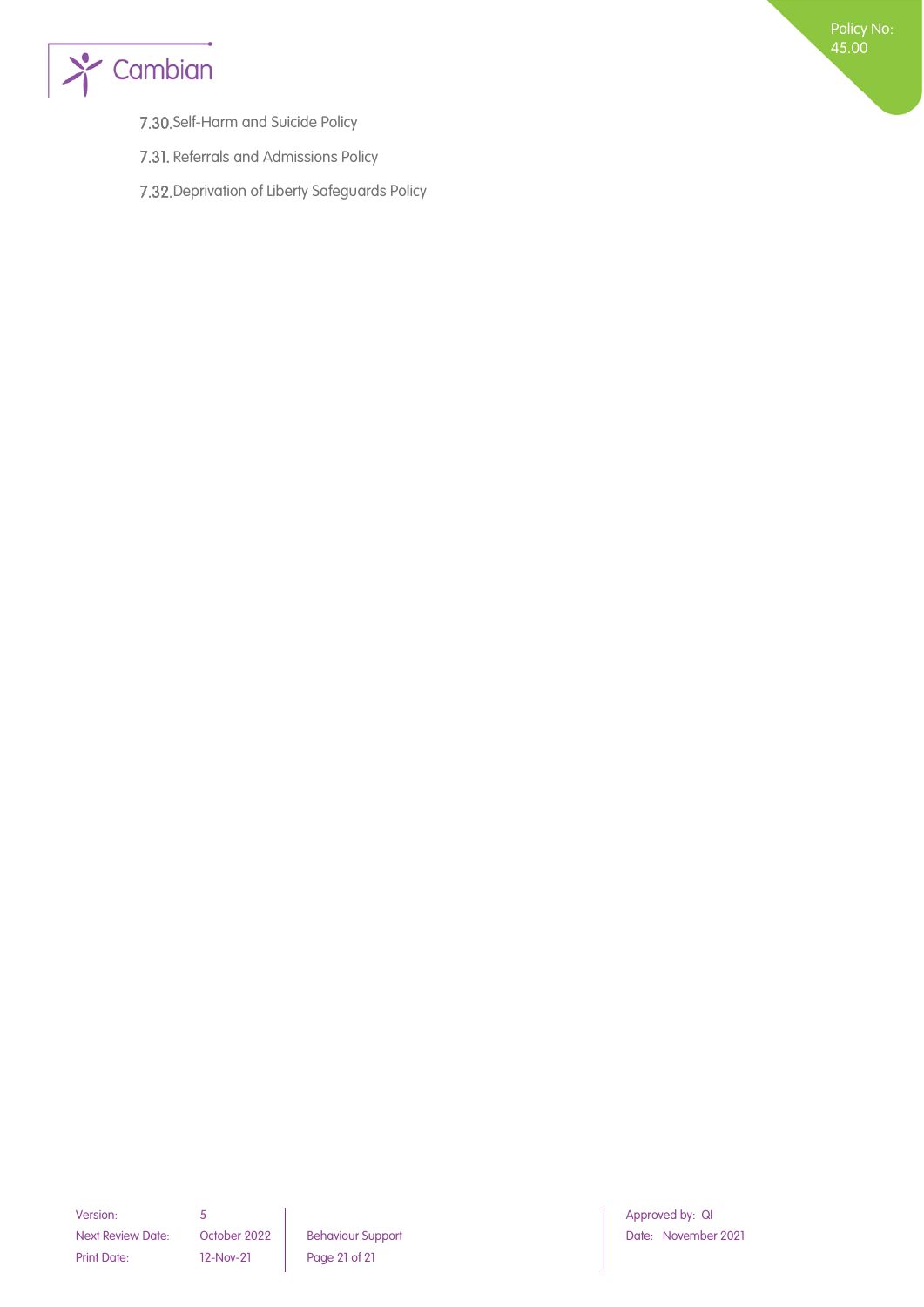7.30. Self-Harm and Suicide Policy

7.31. Referrals and Admissions Policy

7.32. Deprivation of Liberty Safeguards Policy